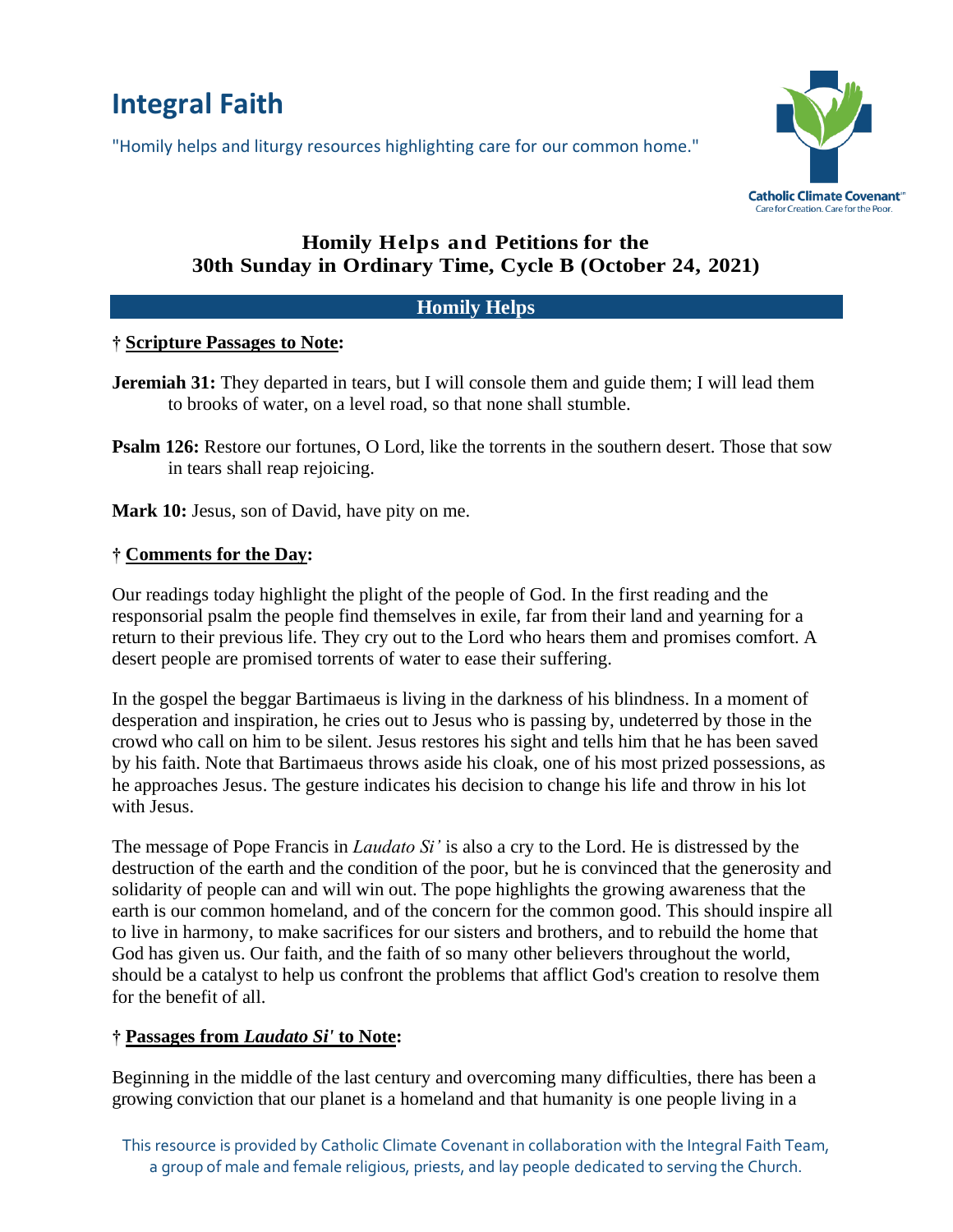# Integral Faith

"Homily helps and liturgy resources highlighting care for our common home."

Catholic Climate Covenant
Care for Creation. Care for the Poor.

## Homily Helps and Petitions for the 30th Sunday in Ordinary Time, Cycle B (October 24, 2021)

### Homily Helps

**† Scripture Passages to Note:**

**Jeremiah 31:** They departed in tears, but I will console them and guide them; I will lead them to brooks of water, on a level road, so that none shall stumble.

**Psalm 126:** Restore our fortunes, O Lord, like the torrents in the southern desert. Those that sow in tears shall reap rejoicing.

**Mark 10:** Jesus, son of David, have pity on me.

**† Comments for the Day:**

Our readings today highlight the plight of the people of God. In the first reading and the responsorial psalm the people find themselves in exile, far from their land and yearning for a return to their previous life. They cry out to the Lord who hears them and promises comfort. A desert people are promised torrents of water to ease their suffering.

In the gospel the beggar Bartimaeus is living in the darkness of his blindness. In a moment of desperation and inspiration, he cries out to Jesus who is passing by, undeterred by those in the crowd who call on him to be silent. Jesus restores his sight and tells him that he has been saved by his faith. Note that Bartimaeus throws aside his cloak, one of his most prized possessions, as he approaches Jesus. The gesture indicates his decision to change his life and throw in his lot with Jesus.

The message of Pope Francis in *Laudato Si'* is also a cry to the Lord. He is distressed by the destruction of the earth and the condition of the poor, but he is convinced that the generosity and solidarity of people can and will win out. The pope highlights the growing awareness that the earth is our common homeland, and of the concern for the common good. This should inspire all to live in harmony, to make sacrifices for our sisters and brothers, and to rebuild the home that God has given us. Our faith, and the faith of so many other believers throughout the world, should be a catalyst to help us confront the problems that afflict God's creation to resolve them for the benefit of all.

**† Passages from *Laudato Si'* to Note:**

Beginning in the middle of the last century and overcoming many difficulties, there has been a growing conviction that our planet is a homeland and that humanity is one people living in a

This resource is provided by Catholic Climate Covenant in collaboration with the Integral Faith Team, a group of male and female religious, priests, and lay people dedicated to serving the Church.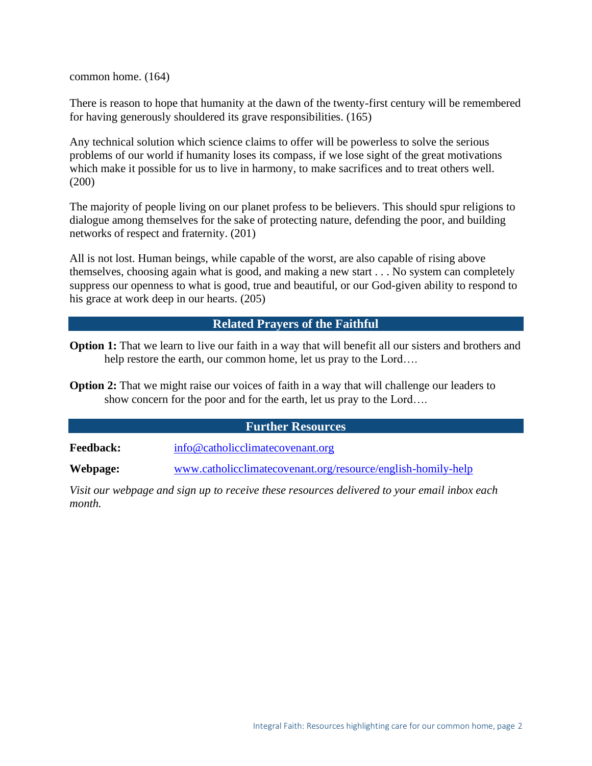common home. (164)

There is reason to hope that humanity at the dawn of the twenty-first century will be remembered for having generously shouldered its grave responsibilities. (165)

Any technical solution which science claims to offer will be powerless to solve the serious problems of our world if humanity loses its compass, if we lose sight of the great motivations which make it possible for us to live in harmony, to make sacrifices and to treat others well. (200)

The majority of people living on our planet profess to be believers. This should spur religions to dialogue among themselves for the sake of protecting nature, defending the poor, and building networks of respect and fraternity. (201)

All is not lost. Human beings, while capable of the worst, are also capable of rising above themselves, choosing again what is good, and making a new start . . . No system can completely suppress our openness to what is good, true and beautiful, or our God-given ability to respond to his grace at work deep in our hearts. (205)

## Related Prayers of the Faithful

**Option 1:** That we learn to live our faith in a way that will benefit all our sisters and brothers and help restore the earth, our common home, let us pray to the Lord….

**Option 2:** That we might raise our voices of faith in a way that will challenge our leaders to show concern for the poor and for the earth, let us pray to the Lord….

## Further Resources

**Feedback:** info@catholicclimatecovenant.org

**Webpage:** www.catholicclimatecovenant.org/resource/english-homily-help

*Visit our webpage and sign up to receive these resources delivered to your email inbox each month.*